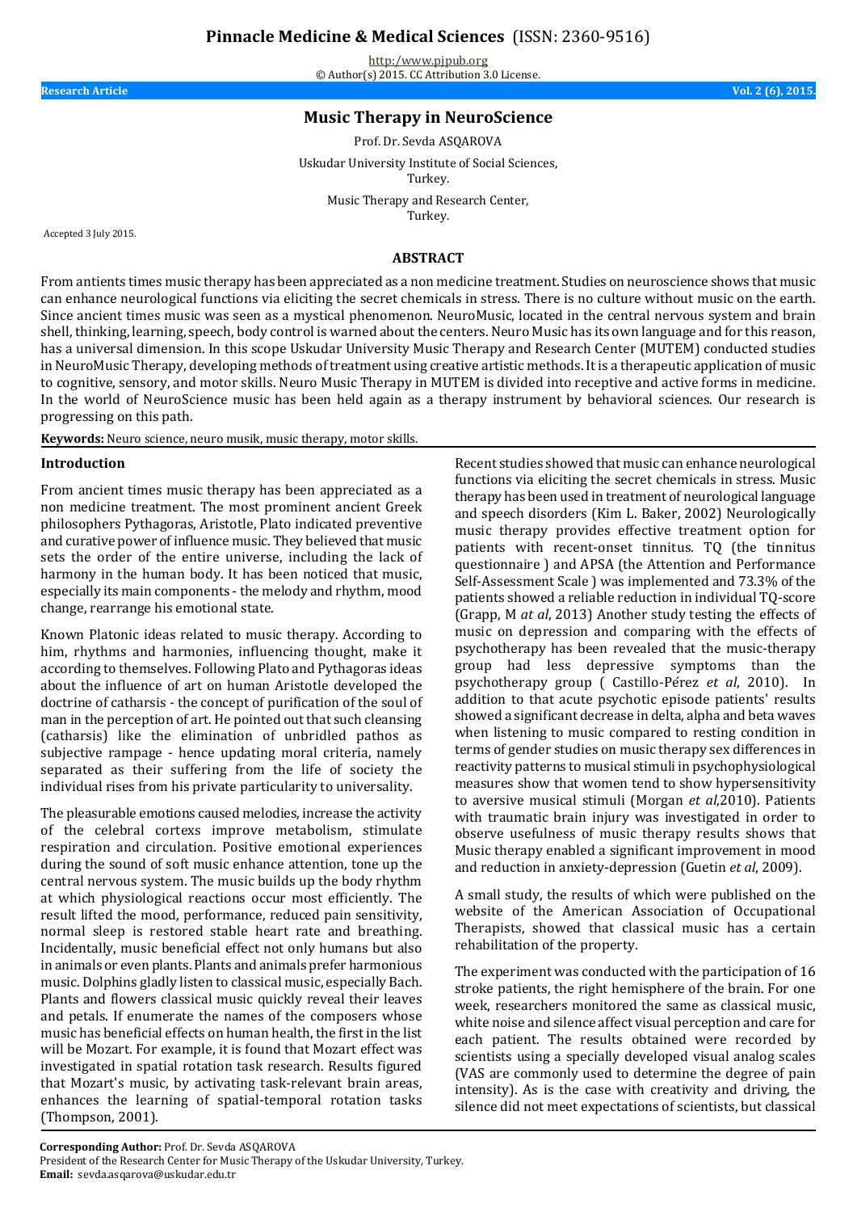**Pinnacle Medicine & Medical Sciences** (ISSN: 2360-9516)

http:/www.pjpub.org
© Author(s) 2015. CC Attribution 3.0 License.

**Research Article** **Vol. 2 (6), 2015.**

# Music Therapy in NeuroScience

Prof. Dr. Sevda ASQAROVA

Uskudar University Institute of Social Sciences, Turkey.

Music Therapy and Research Center, Turkey.

Accepted 3 July 2015.

## ABSTRACT

From antients times music therapy has been appreciated as a non medicine treatment. Studies on neuroscience shows that music can enhance neurological functions via eliciting the secret chemicals in stress. There is no culture without music on the earth. Since ancient times music was seen as a mystical phenomenon. NeuroMusic, located in the central nervous system and brain shell, thinking, learning, speech, body control is warned about the centers. Neuro Music has its own language and for this reason, has a universal dimension. In this scope Uskudar University Music Therapy and Research Center (MUTEM) conducted studies in NeuroMusic Therapy, developing methods of treatment using creative artistic methods. It is a therapeutic application of music to cognitive, sensory, and motor skills. Neuro Music Therapy in MUTEM is divided into receptive and active forms in medicine. In the world of NeuroScience music has been held again as a therapy instrument by behavioral sciences. Our research is progressing on this path.

**Keywords:** Neuro science, neuro musik, music therapy, motor skills.

## Introduction

From ancient times music therapy has been appreciated as a non medicine treatment. The most prominent ancient Greek philosophers Pythagoras, Aristotle, Plato indicated preventive and curative power of influence music. They believed that music sets the order of the entire universe, including the lack of harmony in the human body. It has been noticed that music, especially its main components - the melody and rhythm, mood change, rearrange his emotional state.

Known Platonic ideas related to music therapy. According to him, rhythms and harmonies, influencing thought, make it according to themselves. Following Plato and Pythagoras ideas about the influence of art on human Aristotle developed the doctrine of catharsis - the concept of purification of the soul of man in the perception of art. He pointed out that such cleansing (catharsis) like the elimination of unbridled pathos as subjective rampage - hence updating moral criteria, namely separated as their suffering from the life of society the individual rises from his private particularity to universality.

The pleasurable emotions caused melodies, increase the activity of the celebral cortexs improve metabolism, stimulate respiration and circulation. Positive emotional experiences during the sound of soft music enhance attention, tone up the central nervous system. The music builds up the body rhythm at which physiological reactions occur most efficiently. The result lifted the mood, performance, reduced pain sensitivity, normal sleep is restored stable heart rate and breathing. Incidentally, music beneficial effect not only humans but also in animals or even plants. Plants and animals prefer harmonious music. Dolphins gladly listen to classical music, especially Bach. Plants and flowers classical music quickly reveal their leaves and petals. If enumerate the names of the composers whose music has beneficial effects on human health, the first in the list will be Mozart. For example, it is found that Mozart effect was investigated in spatial rotation task research. Results figured that Mozart's music, by activating task-relevant brain areas, enhances the learning of spatial-temporal rotation tasks (Thompson, 2001).

Recent studies showed that music can enhance neurological functions via eliciting the secret chemicals in stress. Music therapy has been used in treatment of neurological language and speech disorders (Kim L. Baker, 2002) Neurologically music therapy provides effective treatment option for patients with recent-onset tinnitus. TQ (the tinnitus questionnaire ) and APSA (the Attention and Performance Self-Assessment Scale ) was implemented and 73.3% of the patients showed a reliable reduction in individual TQ-score (Grapp, M *at al*, 2013) Another study testing the effects of music on depression and comparing with the effects of psychotherapy has been revealed that the music-therapy group had less depressive symptoms than the psychotherapy group ( Castillo-Pérez *et al*, 2010). In addition to that acute psychotic episode patients' results showed a significant decrease in delta, alpha and beta waves when listening to music compared to resting condition in terms of gender studies on music therapy sex differences in reactivity patterns to musical stimuli in psychophysiological measures show that women tend to show hypersensitivity to aversive musical stimuli (Morgan *et al*,2010). Patients with traumatic brain injury was investigated in order to observe usefulness of music therapy results shows that Music therapy enabled a significant improvement in mood and reduction in anxiety-depression (Guetin *et al*, 2009).

A small study, the results of which were published on the website of the American Association of Occupational Therapists, showed that classical music has a certain rehabilitation of the property.

The experiment was conducted with the participation of 16 stroke patients, the right hemisphere of the brain. For one week, researchers monitored the same as classical music, white noise and silence affect visual perception and care for each patient. The results obtained were recorded by scientists using a specially developed visual analog scales (VAS are commonly used to determine the degree of pain intensity). As is the case with creativity and driving, the silence did not meet expectations of scientists, but classical

**Corresponding Author:** Prof. Dr. Sevda ASQAROVA
President of the Research Center for Music Therapy of the Uskudar University, Turkey.
**Email:** sevda.asqarova@uskudar.edu.tr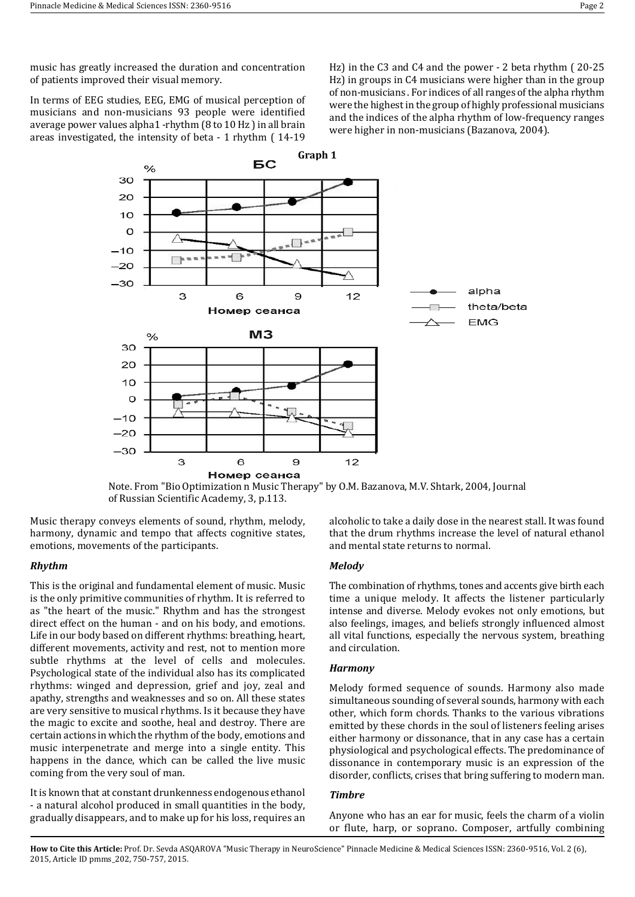music has greatly increased the duration and concentration of patients improved their visual memory.

In terms of EEG studies, EEG, EMG of musical perception of musicians and non-musicians 93 people were identified average power values alpha1 -rhythm (8 to 10 Hz ) in all brain areas investigated, the intensity of beta - 1 rhythm ( 14-19 Hz) in the C3 and C4 and the power - 2 beta rhythm ( 20-25 Hz) in groups in C4 musicians were higher than in the group of non-musicians . For indices of all ranges of the alpha rhythm were the highest in the group of highly professional musicians and the indices of the alpha rhythm of low-frequency ranges were higher in non-musicians (Bazanova, 2004).

**Graph 1**

Note. From "Bio Optimization n Music Therapy" by O.M. Bazanova, M.V. Shtark, 2004, Journal of Russian Scientific Academy, 3, p.113.

Music therapy conveys elements of sound, rhythm, melody, harmony, dynamic and tempo that affects cognitive states, emotions, movements of the participants.

### *Rhythm*

This is the original and fundamental element of music. Music is the only primitive communities of rhythm. It is referred to as "the heart of the music." Rhythm and has the strongest direct effect on the human - and on his body, and emotions. Life in our body based on different rhythms: breathing, heart, different movements, activity and rest, not to mention more subtle rhythms at the level of cells and molecules. Psychological state of the individual also has its complicated rhythms: winged and depression, grief and joy, zeal and apathy, strengths and weaknesses and so on. All these states are very sensitive to musical rhythms. Is it because they have the magic to excite and soothe, heal and destroy. There are certain actions in which the rhythm of the body, emotions and music interpenetrate and merge into a single entity. This happens in the dance, which can be called the live music coming from the very soul of man.

It is known that at constant drunkenness endogenous ethanol - a natural alcohol produced in small quantities in the body, gradually disappears, and to make up for his loss, requires an alcoholic to take a daily dose in the nearest stall. It was found that the drum rhythms increase the level of natural ethanol and mental state returns to normal.

### *Melody*

The combination of rhythms, tones and accents give birth each time a unique melody. It affects the listener particularly intense and diverse. Melody evokes not only emotions, but also feelings, images, and beliefs strongly influenced almost all vital functions, especially the nervous system, breathing and circulation.

### *Harmony*

Melody formed sequence of sounds. Harmony also made simultaneous sounding of several sounds, harmony with each other, which form chords. Thanks to the various vibrations emitted by these chords in the soul of listeners feeling arises either harmony or dissonance, that in any case has a certain physiological and psychological effects. The predominance of dissonance in contemporary music is an expression of the disorder, conflicts, crises that bring suffering to modern man.

### *Timbre*

Anyone who has an ear for music, feels the charm of a violin or flute, harp, or soprano. Composer, artfully combining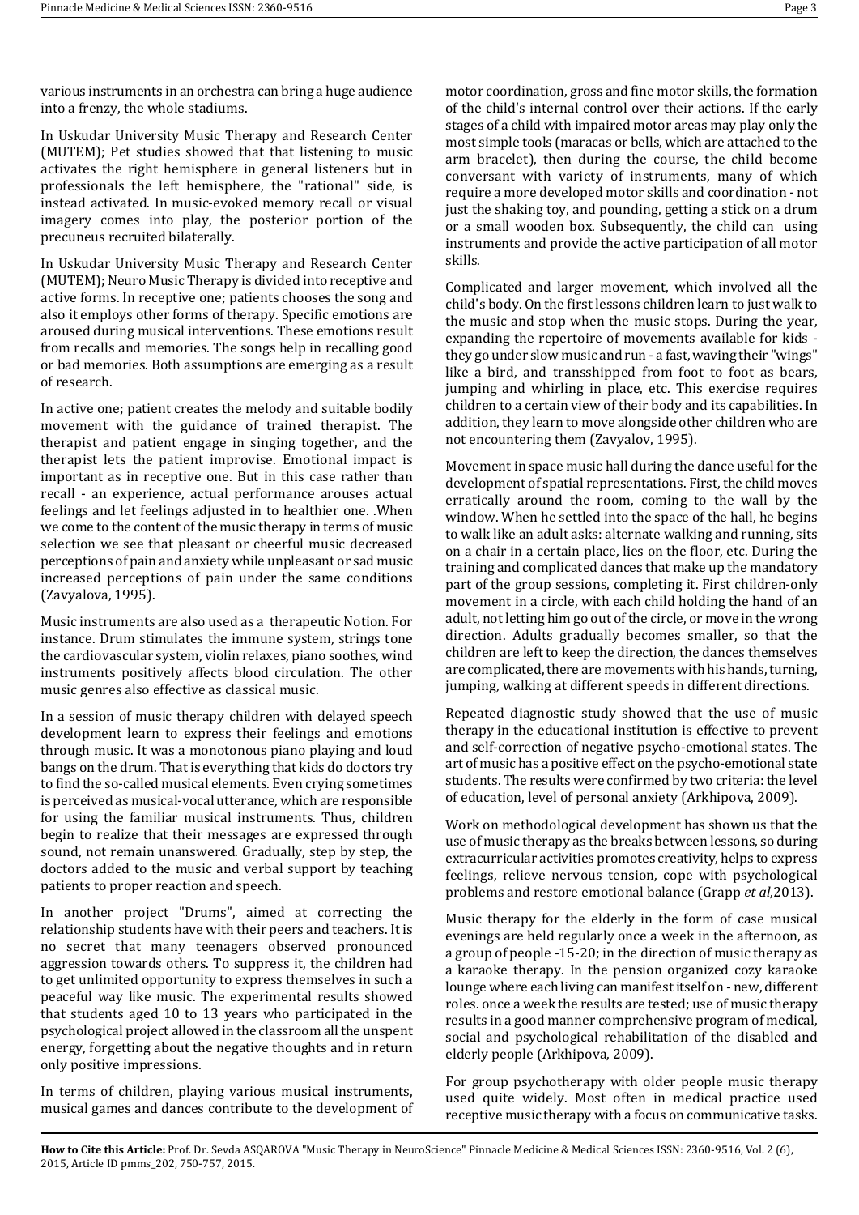various instruments in an orchestra can bring a huge audience into a frenzy, the whole stadiums.

In Uskudar University Music Therapy and Research Center (MUTEM); Pet studies showed that that listening to music activates the right hemisphere in general listeners but in professionals the left hemisphere, the "rational" side, is instead activated. In music-evoked memory recall or visual imagery comes into play, the posterior portion of the precuneus recruited bilaterally.

In Uskudar University Music Therapy and Research Center (MUTEM); Neuro Music Therapy is divided into receptive and active forms. In receptive one; patients chooses the song and also it employs other forms of therapy. Specific emotions are aroused during musical interventions. These emotions result from recalls and memories. The songs help in recalling good or bad memories. Both assumptions are emerging as a result of research.

In active one; patient creates the melody and suitable bodily movement with the guidance of trained therapist. The therapist and patient engage in singing together, and the therapist lets the patient improvise. Emotional impact is important as in receptive one. But in this case rather than recall - an experience, actual performance arouses actual feelings and let feelings adjusted in to healthier one. .When we come to the content of the music therapy in terms of music selection we see that pleasant or cheerful music decreased perceptions of pain and anxiety while unpleasant or sad music increased perceptions of pain under the same conditions (Zavyalova, 1995).

Music instruments are also used as a therapeutic Notion. For instance. Drum stimulates the immune system, strings tone the cardiovascular system, violin relaxes, piano soothes, wind instruments positively affects blood circulation. The other music genres also effective as classical music.

In a session of music therapy children with delayed speech development learn to express their feelings and emotions through music. It was a monotonous piano playing and loud bangs on the drum. That is everything that kids do doctors try to find the so-called musical elements. Even crying sometimes is perceived as musical-vocal utterance, which are responsible for using the familiar musical instruments. Thus, children begin to realize that their messages are expressed through sound, not remain unanswered. Gradually, step by step, the doctors added to the music and verbal support by teaching patients to proper reaction and speech.

In another project "Drums", aimed at correcting the relationship students have with their peers and teachers. It is no secret that many teenagers observed pronounced aggression towards others. To suppress it, the children had to get unlimited opportunity to express themselves in such a peaceful way like music. The experimental results showed that students aged 10 to 13 years who participated in the psychological project allowed in the classroom all the unspent energy, forgetting about the negative thoughts and in return only positive impressions.

In terms of children, playing various musical instruments, musical games and dances contribute to the development of motor coordination, gross and fine motor skills, the formation of the child's internal control over their actions. If the early stages of a child with impaired motor areas may play only the most simple tools (maracas or bells, which are attached to the arm bracelet), then during the course, the child become conversant with variety of instruments, many of which require a more developed motor skills and coordination - not just the shaking toy, and pounding, getting a stick on a drum or a small wooden box. Subsequently, the child can using instruments and provide the active participation of all motor skills.

Complicated and larger movement, which involved all the child's body. On the first lessons children learn to just walk to the music and stop when the music stops. During the year, expanding the repertoire of movements available for kids - they go under slow music and run - a fast, waving their "wings" like a bird, and transshipped from foot to foot as bears, jumping and whirling in place, etc. This exercise requires children to a certain view of their body and its capabilities. In addition, they learn to move alongside other children who are not encountering them (Zavyalov, 1995).

Movement in space music hall during the dance useful for the development of spatial representations. First, the child moves erratically around the room, coming to the wall by the window. When he settled into the space of the hall, he begins to walk like an adult asks: alternate walking and running, sits on a chair in a certain place, lies on the floor, etc. During the training and complicated dances that make up the mandatory part of the group sessions, completing it. First children-only movement in a circle, with each child holding the hand of an adult, not letting him go out of the circle, or move in the wrong direction. Adults gradually becomes smaller, so that the children are left to keep the direction, the dances themselves are complicated, there are movements with his hands, turning, jumping, walking at different speeds in different directions.

Repeated diagnostic study showed that the use of music therapy in the educational institution is effective to prevent and self-correction of negative psycho-emotional states. The art of music has a positive effect on the psycho-emotional state students. The results were confirmed by two criteria: the level of education, level of personal anxiety (Arkhipova, 2009).

Work on methodological development has shown us that the use of music therapy as the breaks between lessons, so during extracurricular activities promotes creativity, helps to express feelings, relieve nervous tension, cope with psychological problems and restore emotional balance (Grapp *et al*,2013).

Music therapy for the elderly in the form of case musical evenings are held regularly once a week in the afternoon, as a group of people -15-20; in the direction of music therapy as a karaoke therapy. In the pension organized cozy karaoke lounge where each living can manifest itself on - new, different roles. once a week the results are tested; use of music therapy results in a good manner comprehensive program of medical, social and psychological rehabilitation of the disabled and elderly people (Arkhipova, 2009).

For group psychotherapy with older people music therapy used quite widely. Most often in medical practice used receptive music therapy with a focus on communicative tasks.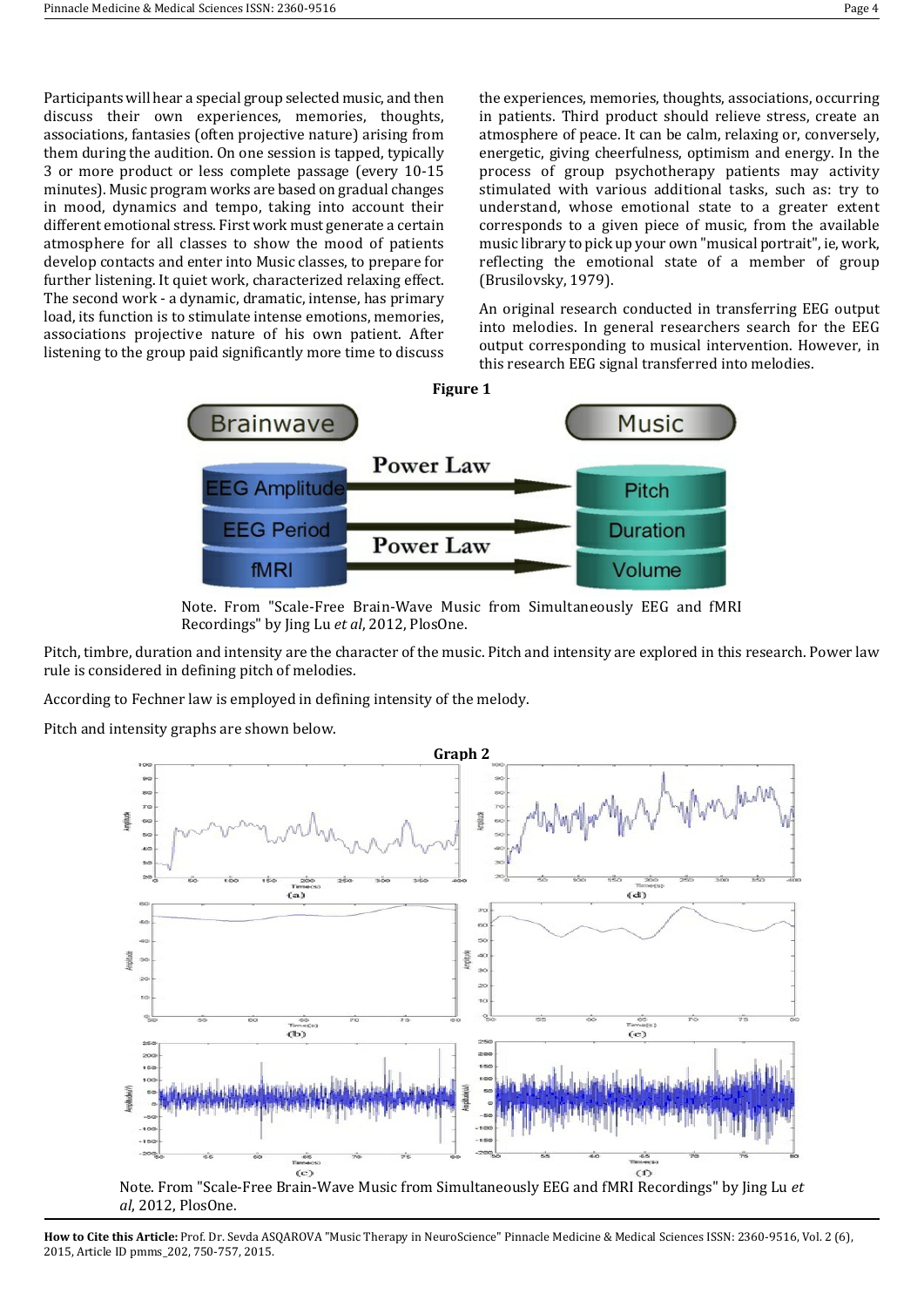Participants will hear a special group selected music, and then discuss their own experiences, memories, thoughts, associations, fantasies (often projective nature) arising from them during the audition. On one session is tapped, typically 3 or more product or less complete passage (every 10-15 minutes). Music program works are based on gradual changes in mood, dynamics and tempo, taking into account their different emotional stress. First work must generate a certain atmosphere for all classes to show the mood of patients develop contacts and enter into Music classes, to prepare for further listening. It quiet work, characterized relaxing effect. The second work - a dynamic, dramatic, intense, has primary load, its function is to stimulate intense emotions, memories, associations projective nature of his own patient. After listening to the group paid significantly more time to discuss the experiences, memories, thoughts, associations, occurring in patients. Third product should relieve stress, create an atmosphere of peace. It can be calm, relaxing or, conversely, energetic, giving cheerfulness, optimism and energy. In the process of group psychotherapy patients may activity stimulated with various additional tasks, such as: try to understand, whose emotional state to a greater extent corresponds to a given piece of music, from the available music library to pick up your own "musical portrait", ie, work, reflecting the emotional state of a member of group (Brusilovsky, 1979).

An original research conducted in transferring EEG output into melodies. In general researchers search for the EEG output corresponding to musical intervention. However, in this research EEG signal transferred into melodies.

**Figure 1**

Note. From "Scale-Free Brain-Wave Music from Simultaneously EEG and fMRI Recordings" by Jing Lu *et al*, 2012, PlosOne.

Pitch, timbre, duration and intensity are the character of the music. Pitch and intensity are explored in this research. Power law rule is considered in defining pitch of melodies.

According to Fechner law is employed in defining intensity of the melody.

Pitch and intensity graphs are shown below.

**Graph 2**

Note. From "Scale-Free Brain-Wave Music from Simultaneously EEG and fMRI Recordings" by Jing Lu *et al*, 2012, PlosOne.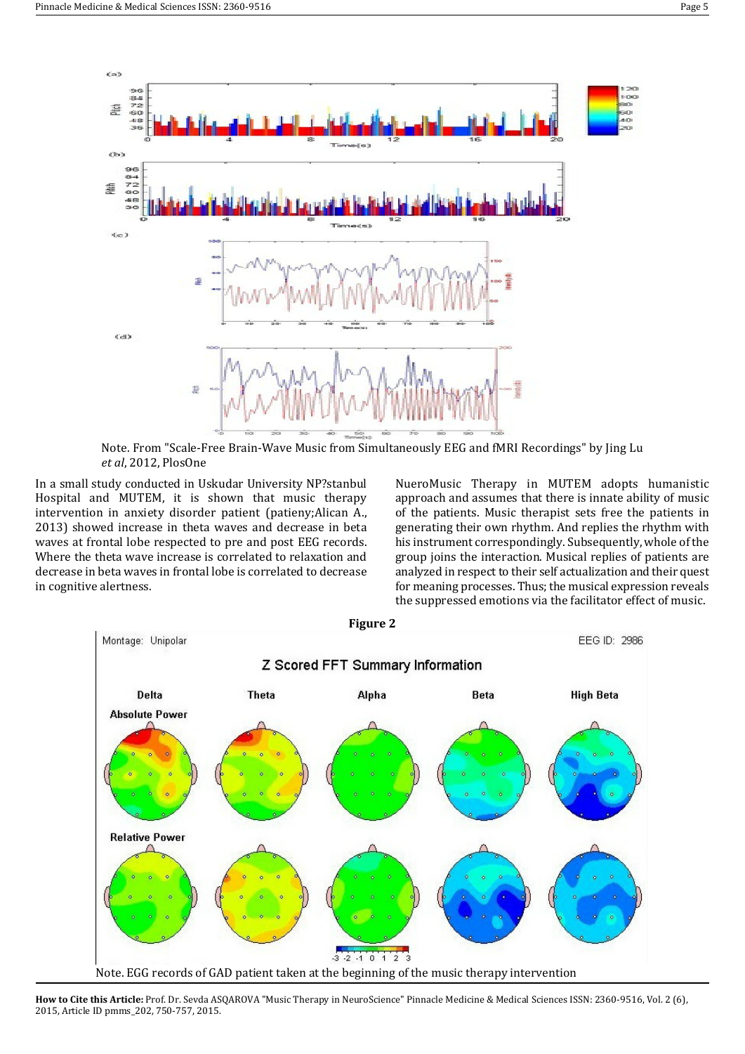Note. From "Scale-Free Brain-Wave Music from Simultaneously EEG and fMRI Recordings" by Jing Lu *et al*, 2012, PlosOne

In a small study conducted in Uskudar University NP?stanbul Hospital and MUTEM, it is shown that music therapy intervention in anxiety disorder patient (patieny;Alican A., 2013) showed increase in theta waves and decrease in beta waves at frontal lobe respected to pre and post EEG records. Where the theta wave increase is correlated to relaxation and decrease in beta waves in frontal lobe is correlated to decrease in cognitive alertness.

NueroMusic Therapy in MUTEM adopts humanistic approach and assumes that there is innate ability of music of the patients. Music therapist sets free the patients in generating their own rhythm. And replies the rhythm with his instrument correspondingly. Subsequently, whole of the group joins the interaction. Musical replies of patients are analyzed in respect to their self actualization and their quest for meaning processes. Thus; the musical expression reveals the suppressed emotions via the facilitator effect of music.

**Figure 2**

Note. EGG records of GAD patient taken at the beginning of the music therapy intervention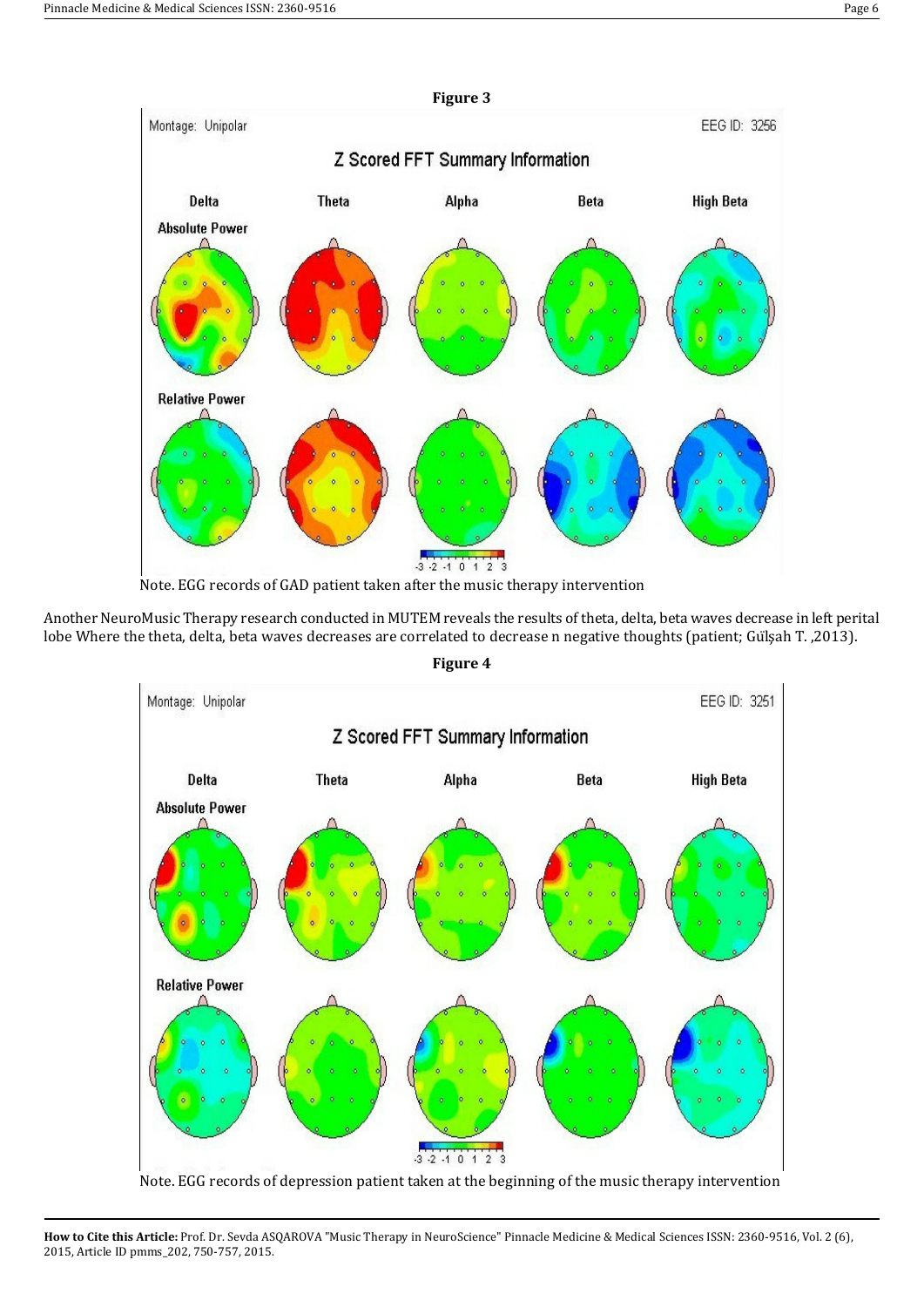**Figure 3**

Note. EGG records of GAD patient taken after the music therapy intervention

Another NeuroMusic Therapy research conducted in MUTEM reveals the results of theta, delta, beta waves decrease in left perital lobe Where the theta, delta, beta waves decreases are correlated to decrease n negative thoughts (patient; Gülşah T. ,2013).

**Figure 4**

Note. EGG records of depression patient taken at the beginning of the music therapy intervention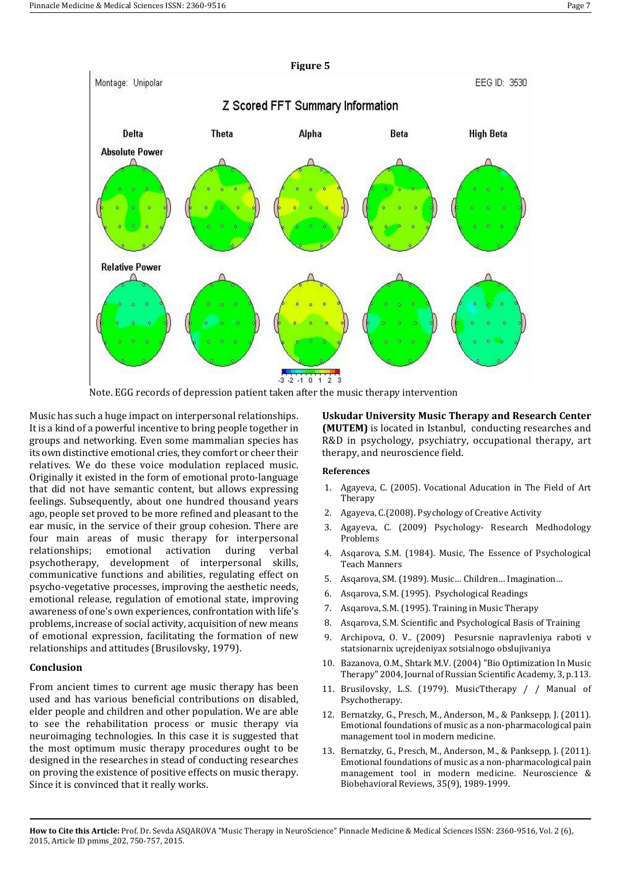**Figure 5**

Note. EGG records of depression patient taken after the music therapy intervention

Music has such a huge impact on interpersonal relationships. It is a kind of a powerful incentive to bring people together in groups and networking. Even some mammalian species has its own distinctive emotional cries, they comfort or cheer their relatives. We do these voice modulation replaced music. Originally it existed in the form of emotional proto-language that did not have semantic content, but allows expressing feelings. Subsequently, about one hundred thousand years ago, people set proved to be more refined and pleasant to the ear music, in the service of their group cohesion. There are four main areas of music therapy for interpersonal relationships; emotional activation during verbal psychotherapy, development of interpersonal skills, communicative functions and abilities, regulating effect on psycho-vegetative processes, improving the aesthetic needs, emotional release, regulation of emotional state, improving awareness of one's own experiences, confrontation with life's problems, increase of social activity, acquisition of new means of emotional expression, facilitating the formation of new relationships and attitudes (Brusilovsky, 1979).

## Conclusion

From ancient times to current age music therapy has been used and has various beneficial contributions on disabled, elder people and children and other population. We are able to see the rehabilitation process or music therapy via neuroimaging technologies. In this case it is suggested that the most optimum music therapy procedures ought to be designed in the researches in stead of conducting researches on proving the existence of positive effects on music therapy. Since it is convinced that it really works.

**Uskudar University Music Therapy and Research Center (MUTEM)** is located in Istanbul, conducting researches and R&D in psychology, psychiatry, occupational therapy, art therapy, and neuroscience field.

### References

1. Agayeva, C. (2005). Vocational Aducation in The Field of Art Therapy
2. Agayeva, C.(2008). Psychology of Creative Activity
3. Agayeva, C. (2009) Psychology- Research Medhodology Problems
4. Asqarova, S.M. (1984). Music, The Essence of Psychological Teach Manners
5. Asqarova, SM. (1989). Music… Children… Imagination…
6. Asqarova, S.M. (1995). Psychological Readings
7. Asqarova, S.M. (1995). Training in Music Therapy
8. Asqarova, S.M. Scientific and Psychological Basis of Training
9. Archipova, O. V.. (2009) Pesursnie napravleniya raboti v statsionarnix uçrejdeniyax sotsialnogo obslujivaniya
10. Bazanova, O.M., Shtark M.V. (2004) "Bio Optimization In Music Therapy" 2004, Journal of Russian Scientific Academy, 3, p.113.
11. Brusilovsky, L.S. (1979). MusicTtherapy / / Manual of Psychotherapy.
12. Bernatzky, G., Presch, M., Anderson, M., & Panksepp, J. (2011). Emotional foundations of music as a non-pharmacological pain management tool in modern medicine.
13. Bernatzky, G., Presch, M., Anderson, M., & Panksepp, J. (2011). Emotional foundations of music as a non-pharmacological pain management tool in modern medicine. Neuroscience & Biobehavioral Reviews, 35(9), 1989-1999.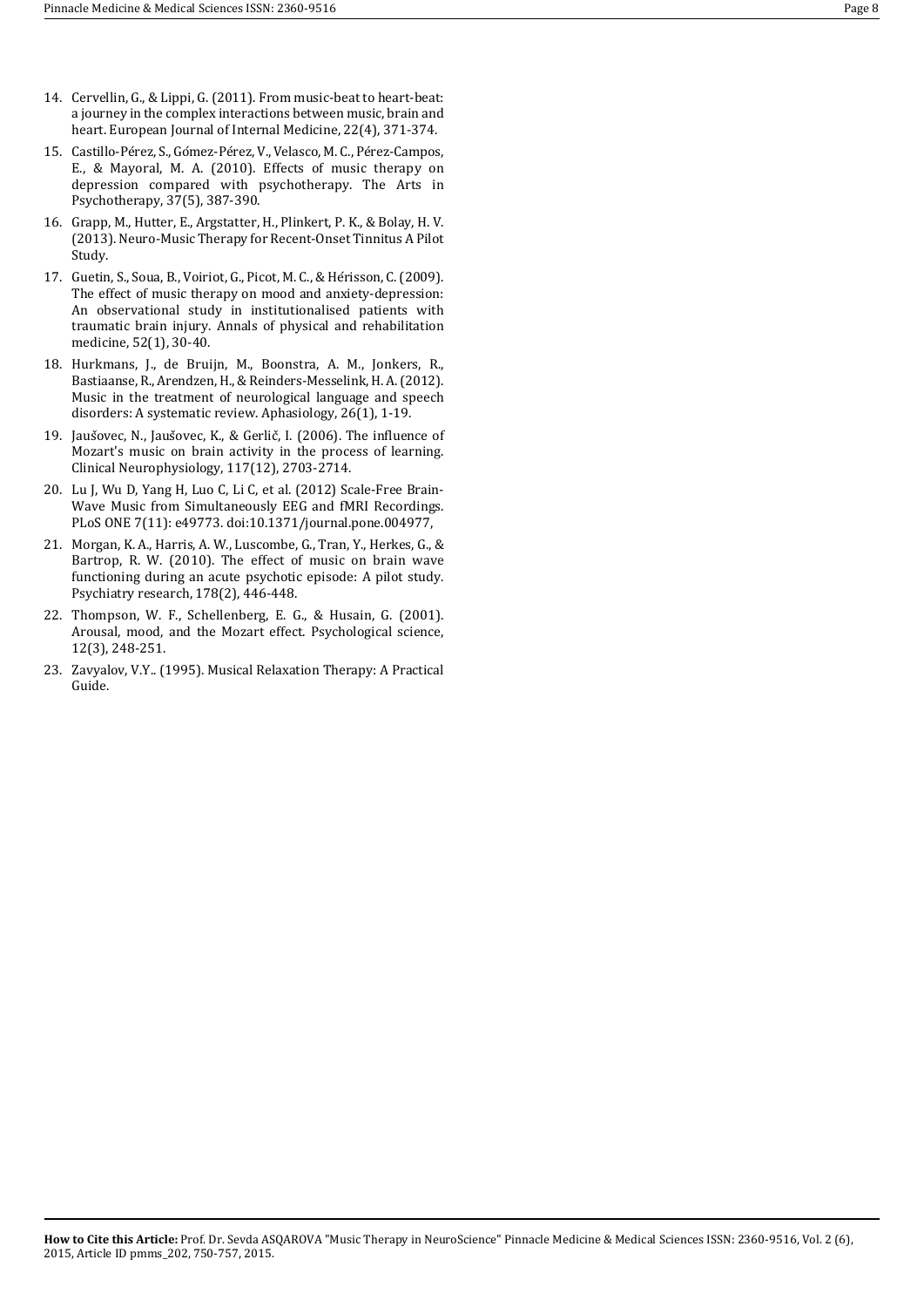14. Cervellin, G., & Lippi, G. (2011). From music-beat to heart-beat: a journey in the complex interactions between music, brain and heart. European Journal of Internal Medicine, 22(4), 371-374.
15. Castillo-Pérez, S., Gómez-Pérez, V., Velasco, M. C., Pérez-Campos, E., & Mayoral, M. A. (2010). Effects of music therapy on depression compared with psychotherapy. The Arts in Psychotherapy, 37(5), 387-390.
16. Grapp, M., Hutter, E., Argstatter, H., Plinkert, P. K., & Bolay, H. V. (2013). Neuro-Music Therapy for Recent-Onset Tinnitus A Pilot Study.
17. Guetin, S., Soua, B., Voiriot, G., Picot, M. C., & Hérisson, C. (2009). The effect of music therapy on mood and anxiety-depression: An observational study in institutionalised patients with traumatic brain injury. Annals of physical and rehabilitation medicine, 52(1), 30-40.
18. Hurkmans, J., de Bruijn, M., Boonstra, A. M., Jonkers, R., Bastiaanse, R., Arendzen, H., & Reinders-Messelink, H. A. (2012). Music in the treatment of neurological language and speech disorders: A systematic review. Aphasiology, 26(1), 1-19.
19. Jaušovec, N., Jaušovec, K., & Gerlič, I. (2006). The influence of Mozart's music on brain activity in the process of learning. Clinical Neurophysiology, 117(12), 2703-2714.
20. Lu J, Wu D, Yang H, Luo C, Li C, et al. (2012) Scale-Free Brain-Wave Music from Simultaneously EEG and fMRI Recordings. PLoS ONE 7(11): e49773. doi:10.1371/journal.pone.004977,
21. Morgan, K. A., Harris, A. W., Luscombe, G., Tran, Y., Herkes, G., & Bartrop, R. W. (2010). The effect of music on brain wave functioning during an acute psychotic episode: A pilot study. Psychiatry research, 178(2), 446-448.
22. Thompson, W. F., Schellenberg, E. G., & Husain, G. (2001). Arousal, mood, and the Mozart effect. Psychological science, 12(3), 248-251.
23. Zavyalov, V.Y.. (1995). Musical Relaxation Therapy: A Practical Guide.